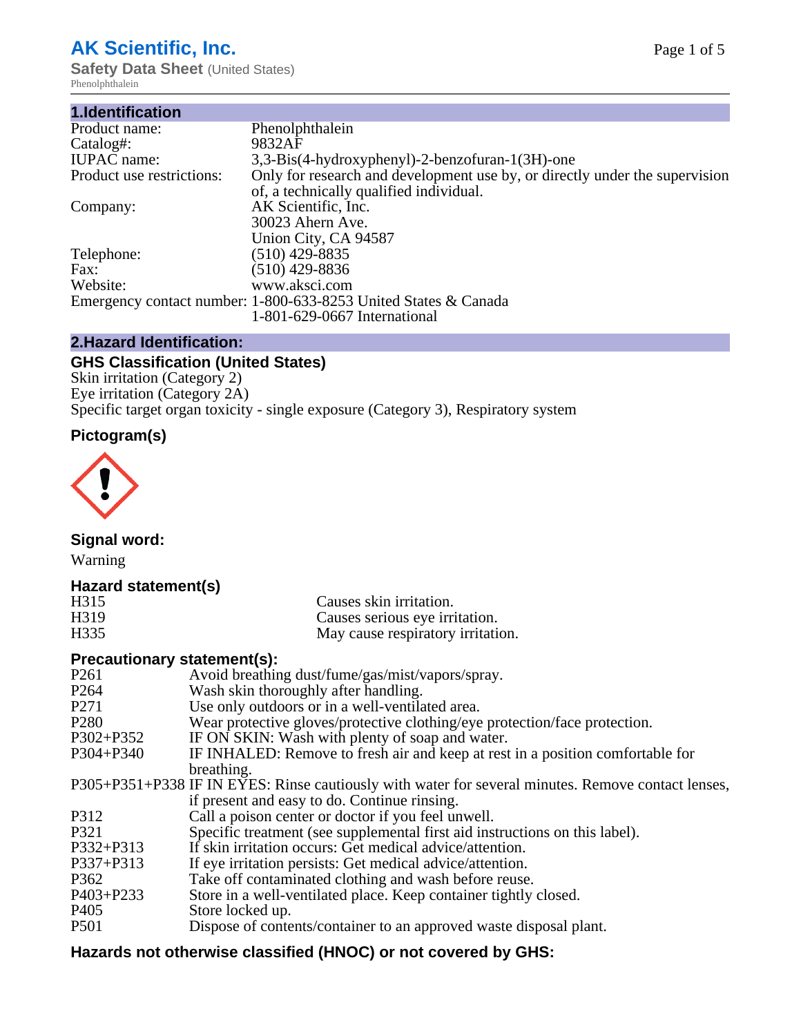# AK Scientific, Inc.

**Safety Data Sheet** (United States)

Phenolphthalein

## 1.Identification

| | |
|---|---|
| Product name: | Phenolphthalein |
| Catalog#: | 9832AF |
| IUPAC name: | 3,3-Bis(4-hydroxyphenyl)-2-benzofuran-1(3H)-one |
| Product use restrictions: | Only for research and development use by, or directly under the supervision of, a technically qualified individual. |
| Company: | AK Scientific, Inc.<br>30023 Ahern Ave.<br>Union City, CA 94587 |
| Telephone: | (510) 429-8835 |
| Fax: | (510) 429-8836 |
| Website: | www.aksci.com |
| Emergency contact number: | 1-800-633-8253 United States & Canada<br>1-801-629-0667 International |

## 2.Hazard Identification:

### GHS Classification (United States)

Skin irritation (Category 2)
Eye irritation (Category 2A)
Specific target organ toxicity - single exposure (Category 3), Respiratory system

### Pictogram(s)

### Signal word:

Warning

### Hazard statement(s)

| | |
|---|---|
| H315 | Causes skin irritation. |
| H319 | Causes serious eye irritation. |
| H335 | May cause respiratory irritation. |

### Precautionary statement(s):

| | |
|---|---|
| P261 | Avoid breathing dust/fume/gas/mist/vapors/spray. |
| P264 | Wash skin thoroughly after handling. |
| P271 | Use only outdoors or in a well-ventilated area. |
| P280 | Wear protective gloves/protective clothing/eye protection/face protection. |
| P302+P352 | IF ON SKIN: Wash with plenty of soap and water. |
| P304+P340 | IF INHALED: Remove to fresh air and keep at rest in a position comfortable for breathing. |
| P305+P351+P338 | IF IN EYES: Rinse cautiously with water for several minutes. Remove contact lenses, if present and easy to do. Continue rinsing. |
| P312 | Call a poison center or doctor if you feel unwell. |
| P321 | Specific treatment (see supplemental first aid instructions on this label). |
| P332+P313 | If skin irritation occurs: Get medical advice/attention. |
| P337+P313 | If eye irritation persists: Get medical advice/attention. |
| P362 | Take off contaminated clothing and wash before reuse. |
| P403+P233 | Store in a well-ventilated place. Keep container tightly closed. |
| P405 | Store locked up. |
| P501 | Dispose of contents/container to an approved waste disposal plant. |

### Hazards not otherwise classified (HNOC) or not covered by GHS: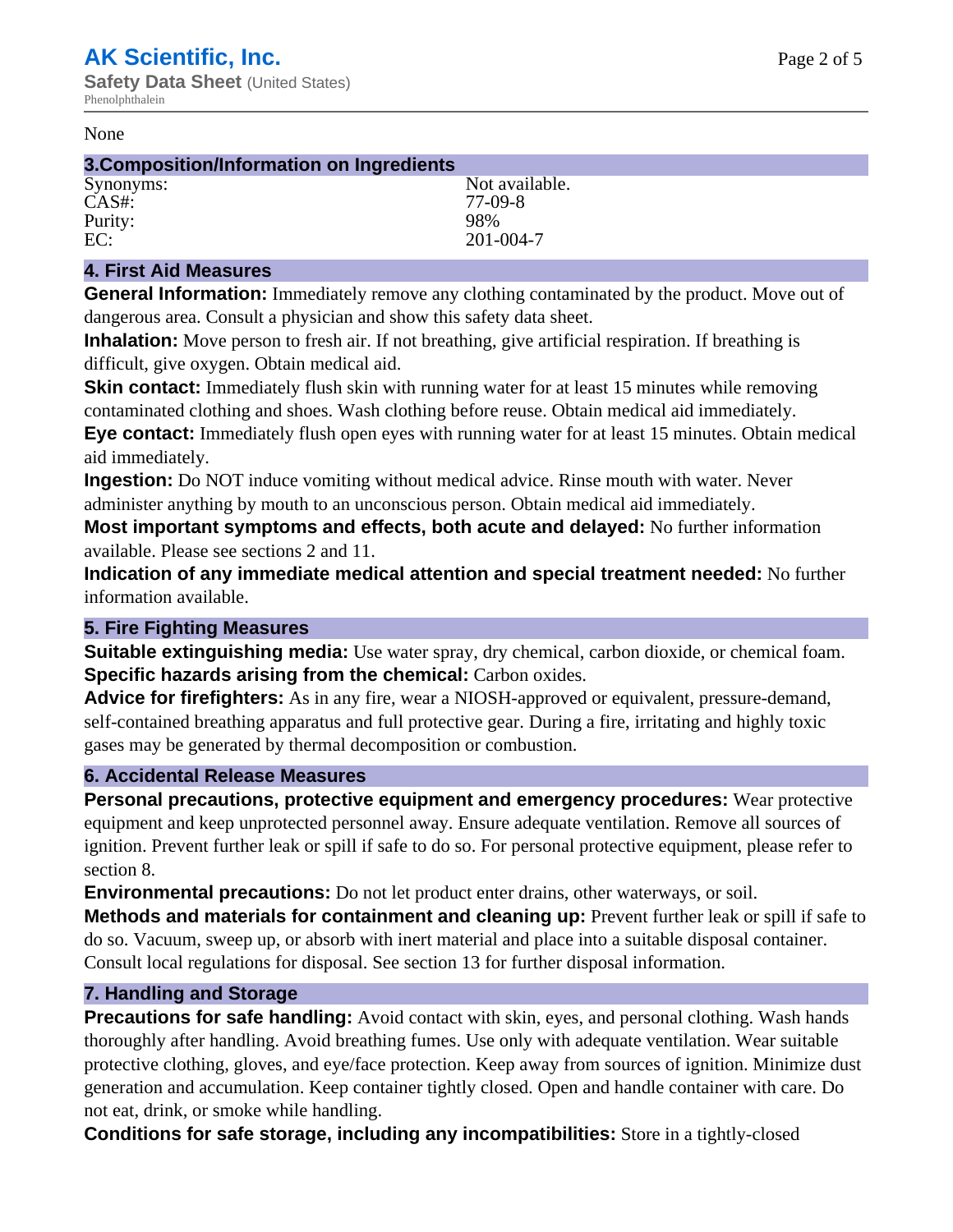None

## 3.Composition/Information on Ingredients

| | |
|---|---|
| Synonyms: | Not available. |
| CAS#: | 77-09-8 |
| Purity: | 98% |
| EC: | 201-004-7 |

## 4. First Aid Measures

**General Information:** Immediately remove any clothing contaminated by the product. Move out of dangerous area. Consult a physician and show this safety data sheet.

**Inhalation:** Move person to fresh air. If not breathing, give artificial respiration. If breathing is difficult, give oxygen. Obtain medical aid.

**Skin contact:** Immediately flush skin with running water for at least 15 minutes while removing contaminated clothing and shoes. Wash clothing before reuse. Obtain medical aid immediately.

**Eye contact:** Immediately flush open eyes with running water for at least 15 minutes. Obtain medical aid immediately.

**Ingestion:** Do NOT induce vomiting without medical advice. Rinse mouth with water. Never administer anything by mouth to an unconscious person. Obtain medical aid immediately.

**Most important symptoms and effects, both acute and delayed:** No further information available. Please see sections 2 and 11.

**Indication of any immediate medical attention and special treatment needed:** No further information available.

## 5. Fire Fighting Measures

**Suitable extinguishing media:** Use water spray, dry chemical, carbon dioxide, or chemical foam.

**Specific hazards arising from the chemical:** Carbon oxides.

**Advice for firefighters:** As in any fire, wear a NIOSH-approved or equivalent, pressure-demand, self-contained breathing apparatus and full protective gear. During a fire, irritating and highly toxic gases may be generated by thermal decomposition or combustion.

## 6. Accidental Release Measures

**Personal precautions, protective equipment and emergency procedures:** Wear protective equipment and keep unprotected personnel away. Ensure adequate ventilation. Remove all sources of ignition. Prevent further leak or spill if safe to do so. For personal protective equipment, please refer to section 8.

**Environmental precautions:** Do not let product enter drains, other waterways, or soil.

**Methods and materials for containment and cleaning up:** Prevent further leak or spill if safe to do so. Vacuum, sweep up, or absorb with inert material and place into a suitable disposal container. Consult local regulations for disposal. See section 13 for further disposal information.

## 7. Handling and Storage

**Precautions for safe handling:** Avoid contact with skin, eyes, and personal clothing. Wash hands thoroughly after handling. Avoid breathing fumes. Use only with adequate ventilation. Wear suitable protective clothing, gloves, and eye/face protection. Keep away from sources of ignition. Minimize dust generation and accumulation. Keep container tightly closed. Open and handle container with care. Do not eat, drink, or smoke while handling.

**Conditions for safe storage, including any incompatibilities:** Store in a tightly-closed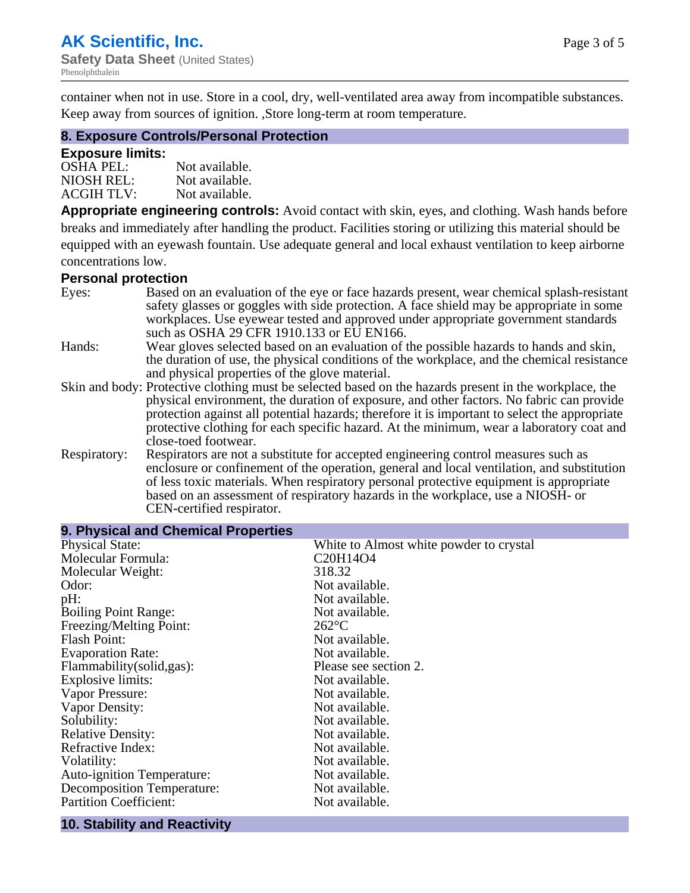container when not in use. Store in a cool, dry, well-ventilated area away from incompatible substances. Keep away from sources of ignition. ,Store long-term at room temperature.

## 8. Exposure Controls/Personal Protection

### Exposure limits:

| | |
|---|---|
| OSHA PEL: | Not available. |
| NIOSH REL: | Not available. |
| ACGIH TLV: | Not available. |

**Appropriate engineering controls:** Avoid contact with skin, eyes, and clothing. Wash hands before breaks and immediately after handling the product. Facilities storing or utilizing this material should be equipped with an eyewash fountain. Use adequate general and local exhaust ventilation to keep airborne concentrations low.

### Personal protection

| | |
|---|---|
| Eyes: | Based on an evaluation of the eye or face hazards present, wear chemical splash-resistant safety glasses or goggles with side protection. A face shield may be appropriate in some workplaces. Use eyewear tested and approved under appropriate government standards such as OSHA 29 CFR 1910.133 or EU EN166. |
| Hands: | Wear gloves selected based on an evaluation of the possible hazards to hands and skin, the duration of use, the physical conditions of the workplace, and the chemical resistance and physical properties of the glove material. |
| Skin and body: | Protective clothing must be selected based on the hazards present in the workplace, the physical environment, the duration of exposure, and other factors. No fabric can provide protection against all potential hazards; therefore it is important to select the appropriate protective clothing for each specific hazard. At the minimum, wear a laboratory coat and close-toed footwear. |
| Respiratory: | Respirators are not a substitute for accepted engineering control measures such as enclosure or confinement of the operation, general and local ventilation, and substitution of less toxic materials. When respiratory personal protective equipment is appropriate based on an assessment of respiratory hazards in the workplace, use a NIOSH- or CEN-certified respirator. |

## 9. Physical and Chemical Properties

| | |
|---|---|
| Physical State: | White to Almost white powder to crystal |
| Molecular Formula: | $C_{20}H_{14}O_4$ |
| Molecular Weight: | 318.32 |
| Odor: | Not available. |
| pH: | Not available. |
| Boiling Point Range: | Not available. |
| Freezing/Melting Point: | 262°C |
| Flash Point: | Not available. |
| Evaporation Rate: | Not available. |
| Flammability(solid,gas): | Please see section 2. |
| Explosive limits: | Not available. |
| Vapor Pressure: | Not available. |
| Vapor Density: | Not available. |
| Solubility: | Not available. |
| Relative Density: | Not available. |
| Refractive Index: | Not available. |
| Volatility: | Not available. |
| Auto-ignition Temperature: | Not available. |
| Decomposition Temperature: | Not available. |
| Partition Coefficient: | Not available. |

## 10. Stability and Reactivity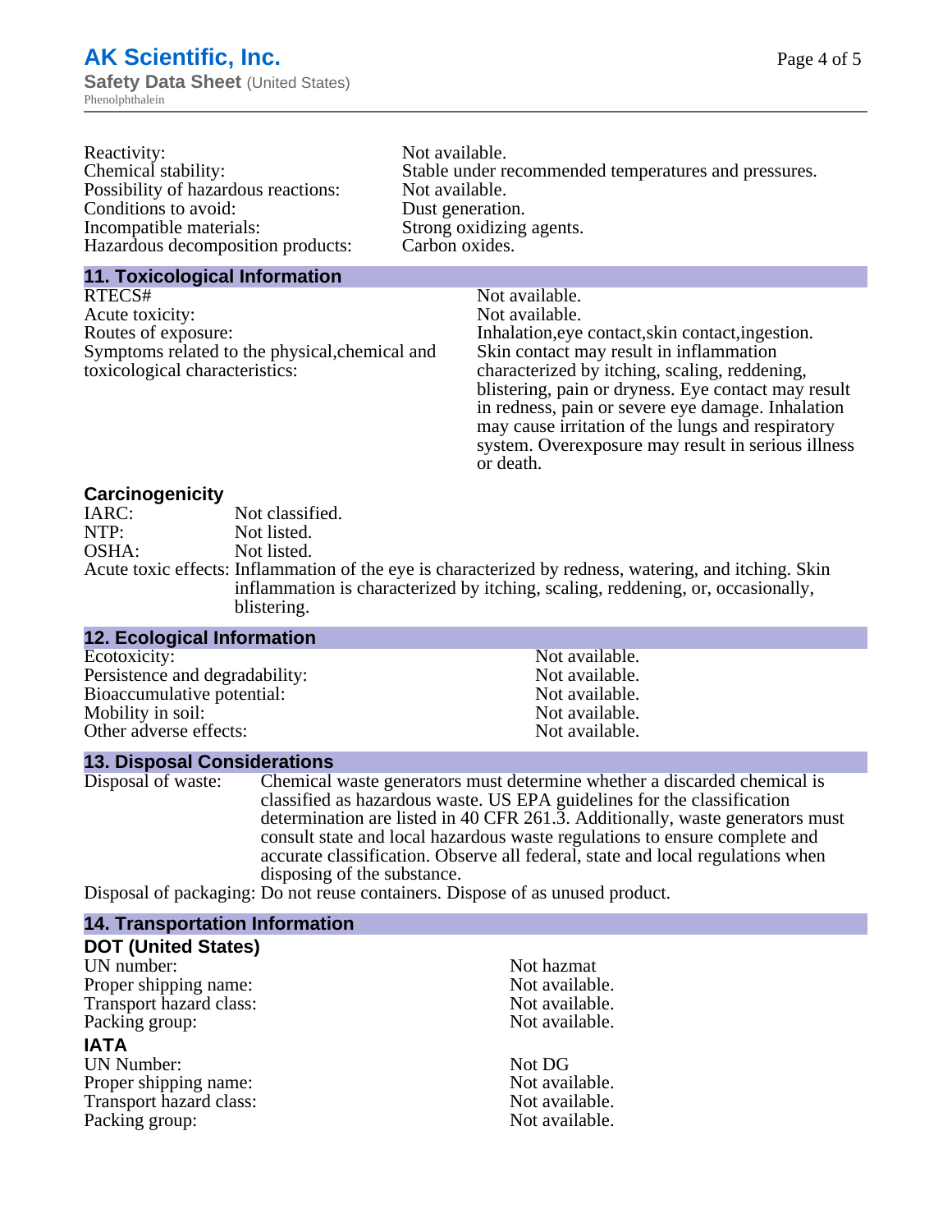| | |
|---|---|
| Reactivity: | Not available. |
| Chemical stability: | Stable under recommended temperatures and pressures. |
| Possibility of hazardous reactions: | Not available. |
| Conditions to avoid: | Dust generation. |
| Incompatible materials: | Strong oxidizing agents. |
| Hazardous decomposition products: | Carbon oxides. |

## 11. Toxicological Information

| | |
|---|---|
| RTECS# | Not available. |
| Acute toxicity: | Not available. |
| Routes of exposure: | Inhalation,eye contact,skin contact,ingestion. |
| Symptoms related to the physical,chemical and toxicological characteristics: | Skin contact may result in inflammation characterized by itching, scaling, reddening, blistering, pain or dryness. Eye contact may result in redness, pain or severe eye damage. Inhalation may cause irritation of the lungs and respiratory system. Overexposure may result in serious illness or death. |

### Carcinogenicity

| | |
|---|---|
| IARC: | Not classified. |
| NTP: | Not listed. |
| OSHA: | Not listed. |
| Acute toxic effects: | Inflammation of the eye is characterized by redness, watering, and itching. Skin inflammation is characterized by itching, scaling, reddening, or, occasionally, blistering. |

## 12. Ecological Information

| | |
|---|---|
| Ecotoxicity: | Not available. |
| Persistence and degradability: | Not available. |
| Bioaccumulative potential: | Not available. |
| Mobility in soil: | Not available. |
| Other adverse effects: | Not available. |

## 13. Disposal Considerations

| | |
|---|---|
| Disposal of waste: | Chemical waste generators must determine whether a discarded chemical is classified as hazardous waste. US EPA guidelines for the classification determination are listed in 40 CFR 261.3. Additionally, waste generators must consult state and local hazardous waste regulations to ensure complete and accurate classification. Observe all federal, state and local regulations when disposing of the substance. |
| Disposal of packaging: | Do not reuse containers. Dispose of as unused product. |

## 14. Transportation Information

### DOT (United States)

| | |
|---|---|
| UN number: | Not hazmat |
| Proper shipping name: | Not available. |
| Transport hazard class: | Not available. |
| Packing group: | Not available. |

### IATA

| | |
|---|---|
| UN Number: | Not DG |
| Proper shipping name: | Not available. |
| Transport hazard class: | Not available. |
| Packing group: | Not available. |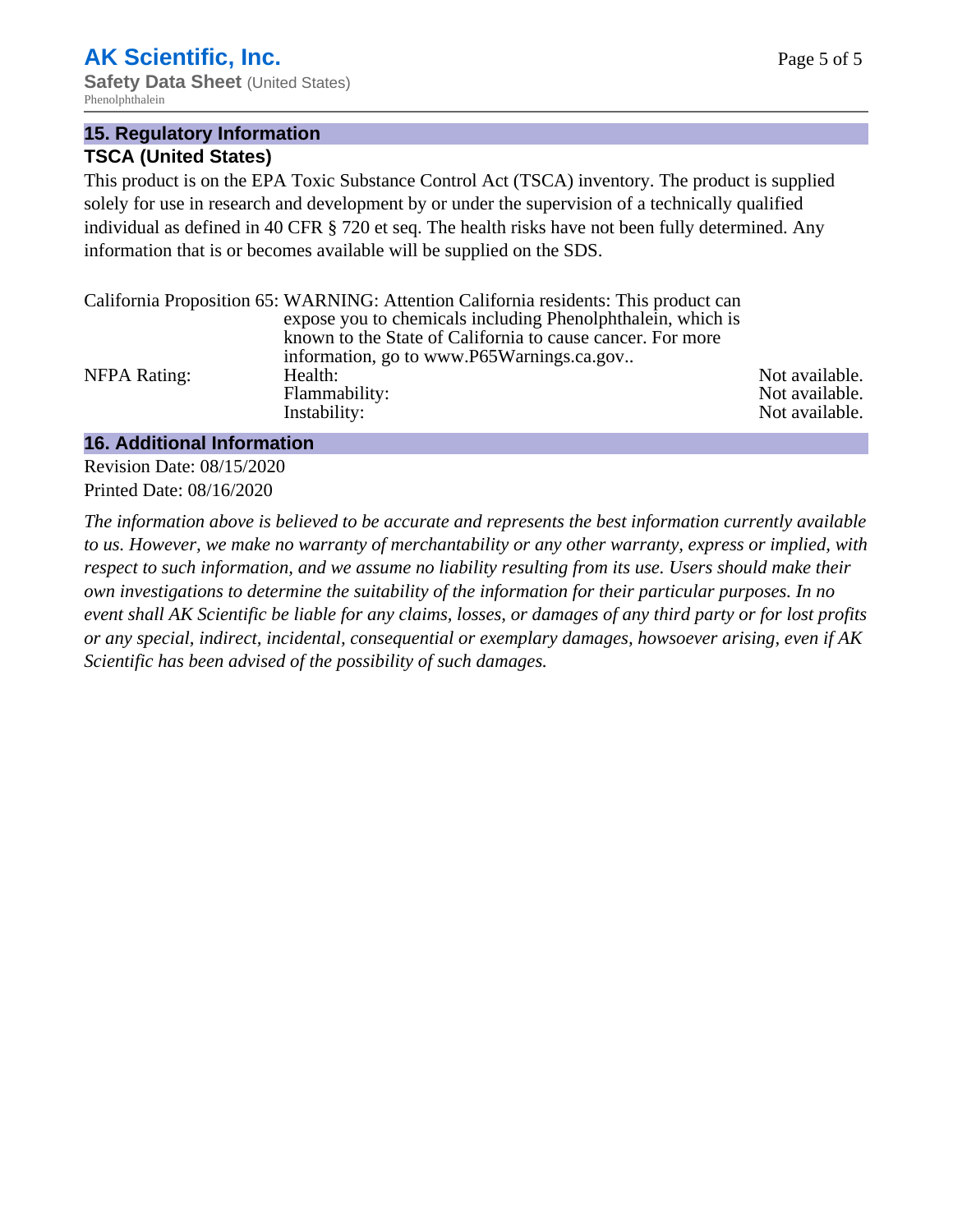## 15. Regulatory Information

### TSCA (United States)

This product is on the EPA Toxic Substance Control Act (TSCA) inventory. The product is supplied solely for use in research and development by or under the supervision of a technically qualified individual as defined in 40 CFR § 720 et seq. The health risks have not been fully determined. Any information that is or becomes available will be supplied on the SDS.

| | | |
|---|---|---|
| California Proposition 65: | WARNING: Attention California residents: This product can expose you to chemicals including Phenolphthalein, which is known to the State of California to cause cancer. For more information, go to www.P65Warnings.ca.gov.. | |
| NFPA Rating: | Health: | Not available. |
| | Flammability: | Not available. |
| | Instability: | Not available. |

## 16. Additional Information

Revision Date: 08/15/2020
Printed Date: 08/16/2020

*The information above is believed to be accurate and represents the best information currently available to us. However, we make no warranty of merchantability or any other warranty, express or implied, with respect to such information, and we assume no liability resulting from its use. Users should make their own investigations to determine the suitability of the information for their particular purposes. In no event shall AK Scientific be liable for any claims, losses, or damages of any third party or for lost profits or any special, indirect, incidental, consequential or exemplary damages, howsoever arising, even if AK Scientific has been advised of the possibility of such damages.*